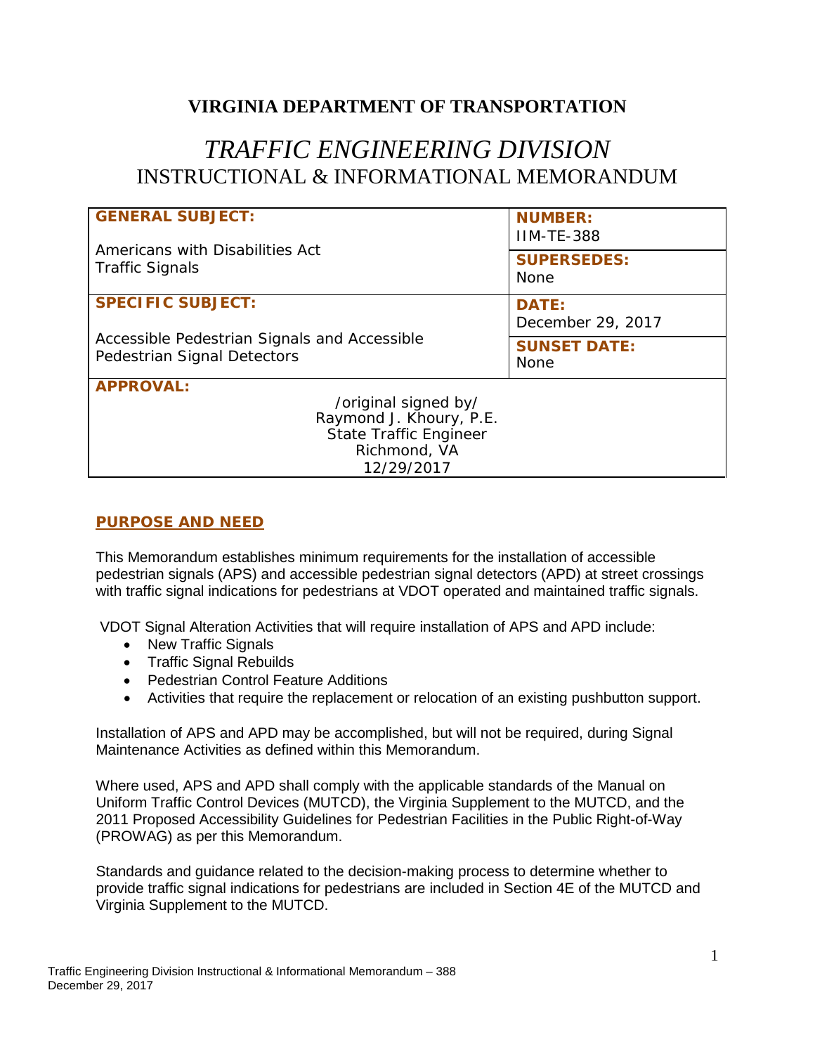# VIRGINIA DEPARTMENT OF TRANSPORTATION

# *TRAFFIC ENGINEERING DIVISION*

## INSTRUCTIONAL & INFORMATIONAL MEMORANDUM

| **GENERAL SUBJECT:**<br><br>Americans with Disabilities Act<br>Traffic Signals | **NUMBER:**<br>IIM-TE-388 |
| --- | --- |
| | **SUPERSEDES:**<br>None |
| **SPECIFIC SUBJECT:**<br><br>Accessible Pedestrian Signals and Accessible Pedestrian Signal Detectors | **DATE:**<br>December 29, 2017 |
| | **SUNSET DATE:**<br>None |
| **APPROVAL:**<br>/original signed by/<br>Raymond J. Khoury, P.E.<br>State Traffic Engineer<br>Richmond, VA<br>12/29/2017 | |

## PURPOSE AND NEED

This Memorandum establishes minimum requirements for the installation of accessible pedestrian signals (APS) and accessible pedestrian signal detectors (APD) at street crossings with traffic signal indications for pedestrians at VDOT operated and maintained traffic signals.

VDOT Signal Alteration Activities that will require installation of APS and APD include:

- New Traffic Signals
- Traffic Signal Rebuilds
- Pedestrian Control Feature Additions
- Activities that require the replacement or relocation of an existing pushbutton support.

Installation of APS and APD may be accomplished, but will not be required, during Signal Maintenance Activities as defined within this Memorandum.

Where used, APS and APD shall comply with the applicable standards of the Manual on Uniform Traffic Control Devices (MUTCD), the Virginia Supplement to the MUTCD, and the 2011 Proposed Accessibility Guidelines for Pedestrian Facilities in the Public Right-of-Way (PROWAG) as per this Memorandum.

Standards and guidance related to the decision-making process to determine whether to provide traffic signal indications for pedestrians are included in Section 4E of the MUTCD and Virginia Supplement to the MUTCD.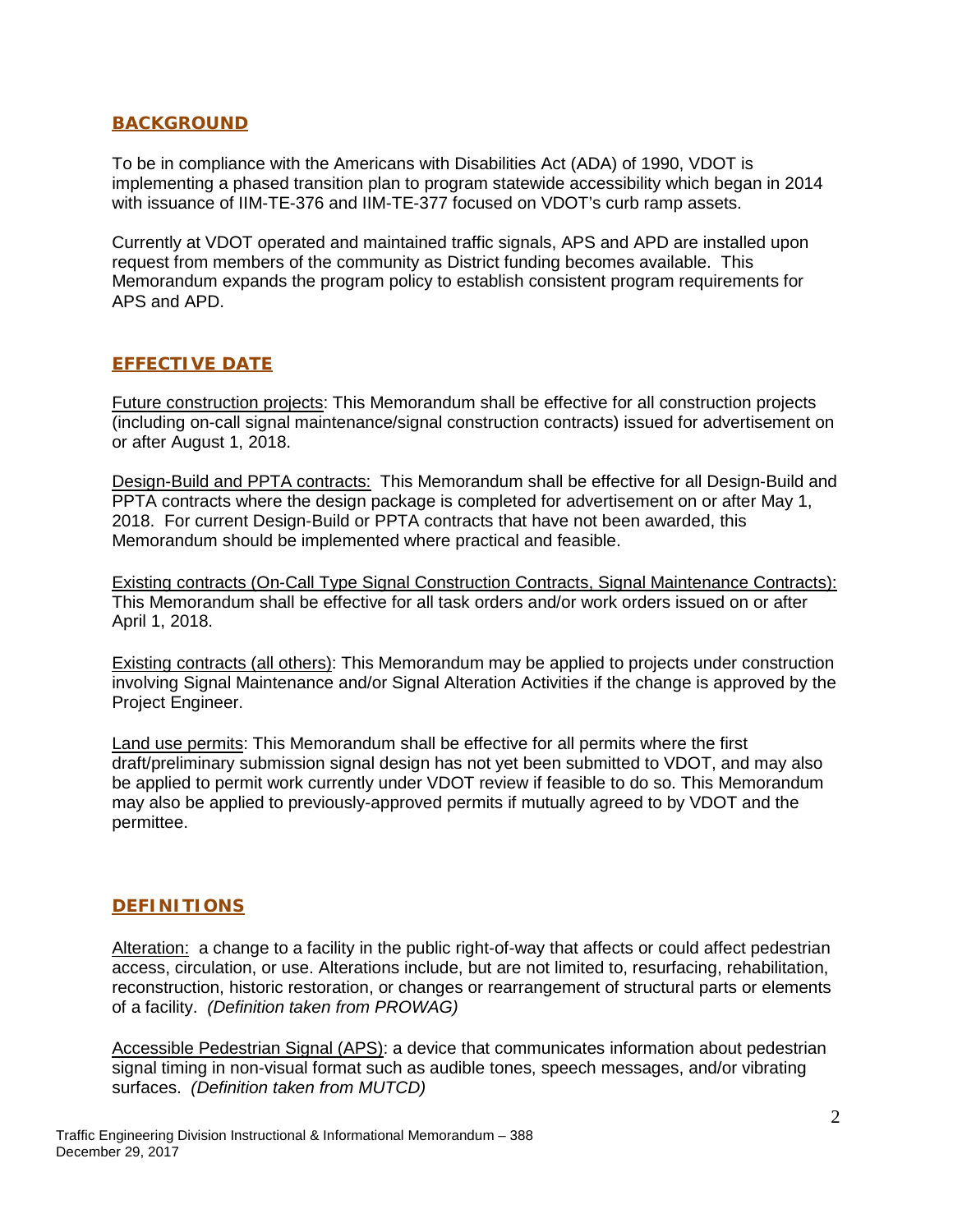## BACKGROUND

To be in compliance with the Americans with Disabilities Act (ADA) of 1990, VDOT is implementing a phased transition plan to program statewide accessibility which began in 2014 with issuance of IIM-TE-376 and IIM-TE-377 focused on VDOT's curb ramp assets.

Currently at VDOT operated and maintained traffic signals, APS and APD are installed upon request from members of the community as District funding becomes available. This Memorandum expands the program policy to establish consistent program requirements for APS and APD.

## EFFECTIVE DATE

Future construction projects: This Memorandum shall be effective for all construction projects (including on-call signal maintenance/signal construction contracts) issued for advertisement on or after August 1, 2018.

Design-Build and PPTA contracts: This Memorandum shall be effective for all Design-Build and PPTA contracts where the design package is completed for advertisement on or after May 1, 2018. For current Design-Build or PPTA contracts that have not been awarded, this Memorandum should be implemented where practical and feasible.

Existing contracts (On-Call Type Signal Construction Contracts, Signal Maintenance Contracts): This Memorandum shall be effective for all task orders and/or work orders issued on or after April 1, 2018.

Existing contracts (all others): This Memorandum may be applied to projects under construction involving Signal Maintenance and/or Signal Alteration Activities if the change is approved by the Project Engineer.

Land use permits: This Memorandum shall be effective for all permits where the first draft/preliminary submission signal design has not yet been submitted to VDOT, and may also be applied to permit work currently under VDOT review if feasible to do so. This Memorandum may also be applied to previously-approved permits if mutually agreed to by VDOT and the permittee.

## DEFINITIONS

Alteration: a change to a facility in the public right-of-way that affects or could affect pedestrian access, circulation, or use. Alterations include, but are not limited to, resurfacing, rehabilitation, reconstruction, historic restoration, or changes or rearrangement of structural parts or elements of a facility. *(Definition taken from PROWAG)*

Accessible Pedestrian Signal (APS): a device that communicates information about pedestrian signal timing in non-visual format such as audible tones, speech messages, and/or vibrating surfaces. *(Definition taken from MUTCD)*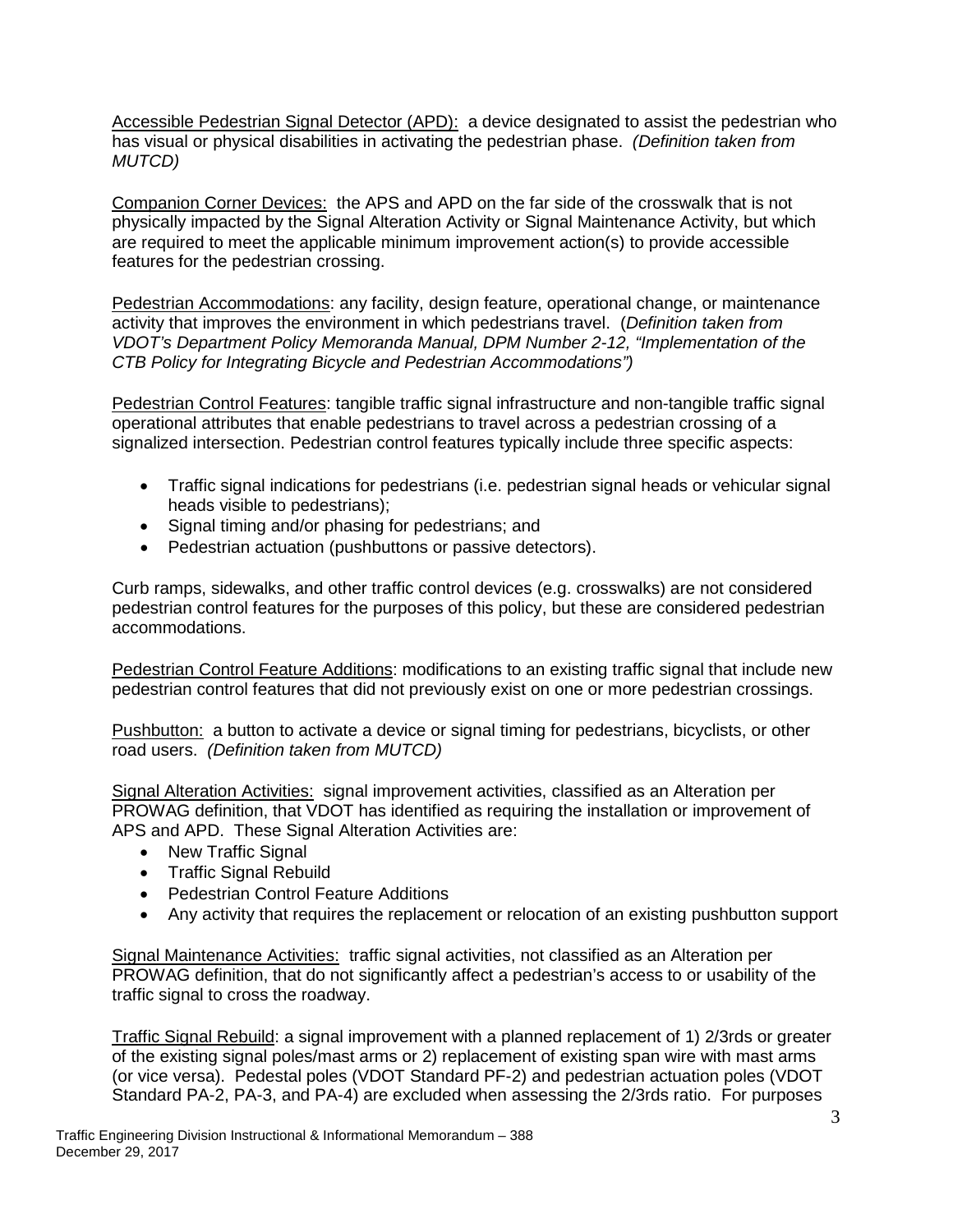Accessible Pedestrian Signal Detector (APD): a device designated to assist the pedestrian who has visual or physical disabilities in activating the pedestrian phase. *(Definition taken from MUTCD)*

Companion Corner Devices: the APS and APD on the far side of the crosswalk that is not physically impacted by the Signal Alteration Activity or Signal Maintenance Activity, but which are required to meet the applicable minimum improvement action(s) to provide accessible features for the pedestrian crossing.

Pedestrian Accommodations: any facility, design feature, operational change, or maintenance activity that improves the environment in which pedestrians travel. (*Definition taken from VDOT's Department Policy Memoranda Manual, DPM Number 2-12, "Implementation of the CTB Policy for Integrating Bicycle and Pedestrian Accommodations")*

Pedestrian Control Features: tangible traffic signal infrastructure and non-tangible traffic signal operational attributes that enable pedestrians to travel across a pedestrian crossing of a signalized intersection. Pedestrian control features typically include three specific aspects:

- Traffic signal indications for pedestrians (i.e. pedestrian signal heads or vehicular signal heads visible to pedestrians);
- Signal timing and/or phasing for pedestrians; and
- Pedestrian actuation (pushbuttons or passive detectors).

Curb ramps, sidewalks, and other traffic control devices (e.g. crosswalks) are not considered pedestrian control features for the purposes of this policy, but these are considered pedestrian accommodations.

Pedestrian Control Feature Additions: modifications to an existing traffic signal that include new pedestrian control features that did not previously exist on one or more pedestrian crossings.

Pushbutton: a button to activate a device or signal timing for pedestrians, bicyclists, or other road users. *(Definition taken from MUTCD)*

Signal Alteration Activities: signal improvement activities, classified as an Alteration per PROWAG definition, that VDOT has identified as requiring the installation or improvement of APS and APD. These Signal Alteration Activities are:

- New Traffic Signal
- Traffic Signal Rebuild
- Pedestrian Control Feature Additions
- Any activity that requires the replacement or relocation of an existing pushbutton support

Signal Maintenance Activities: traffic signal activities, not classified as an Alteration per PROWAG definition, that do not significantly affect a pedestrian's access to or usability of the traffic signal to cross the roadway.

Traffic Signal Rebuild: a signal improvement with a planned replacement of 1) 2/3rds or greater of the existing signal poles/mast arms or 2) replacement of existing span wire with mast arms (or vice versa). Pedestal poles (VDOT Standard PF-2) and pedestrian actuation poles (VDOT Standard PA-2, PA-3, and PA-4) are excluded when assessing the 2/3rds ratio. For purposes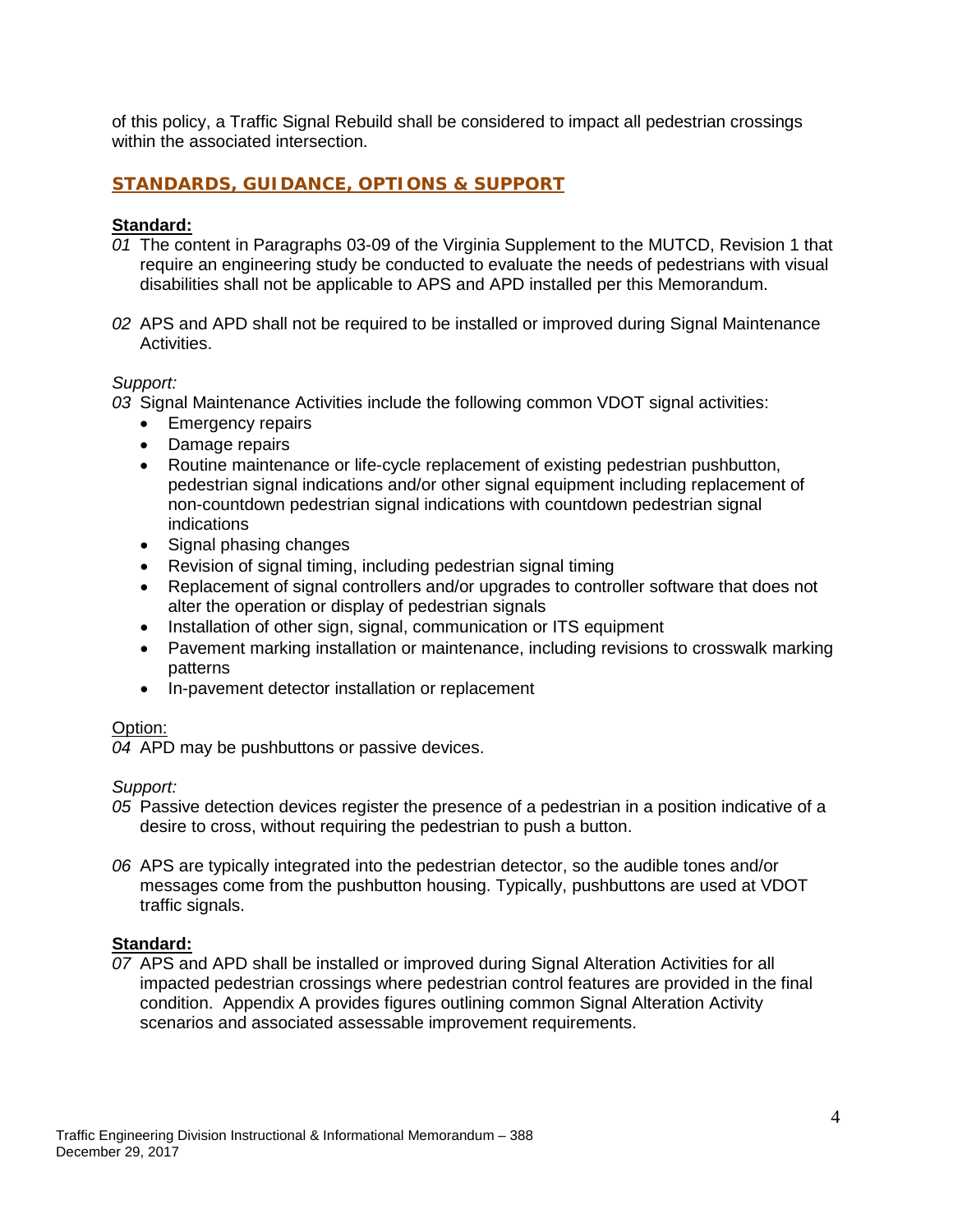of this policy, a Traffic Signal Rebuild shall be considered to impact all pedestrian crossings within the associated intersection.

## STANDARDS, GUIDANCE, OPTIONS & SUPPORT

**Standard:**

*01* The content in Paragraphs 03-09 of the Virginia Supplement to the MUTCD, Revision 1 that require an engineering study be conducted to evaluate the needs of pedestrians with visual disabilities shall not be applicable to APS and APD installed per this Memorandum.

*02* APS and APD shall not be required to be installed or improved during Signal Maintenance Activities.

*Support:*

*03* Signal Maintenance Activities include the following common VDOT signal activities:

- Emergency repairs
- Damage repairs
- Routine maintenance or life-cycle replacement of existing pedestrian pushbutton, pedestrian signal indications and/or other signal equipment including replacement of non-countdown pedestrian signal indications with countdown pedestrian signal indications
- Signal phasing changes
- Revision of signal timing, including pedestrian signal timing
- Replacement of signal controllers and/or upgrades to controller software that does not alter the operation or display of pedestrian signals
- Installation of other sign, signal, communication or ITS equipment
- Pavement marking installation or maintenance, including revisions to crosswalk marking patterns
- In-pavement detector installation or replacement

Option:

*04* APD may be pushbuttons or passive devices.

*Support:*

*05* Passive detection devices register the presence of a pedestrian in a position indicative of a desire to cross, without requiring the pedestrian to push a button.

*06* APS are typically integrated into the pedestrian detector, so the audible tones and/or messages come from the pushbutton housing. Typically, pushbuttons are used at VDOT traffic signals.

**Standard:**

*07* APS and APD shall be installed or improved during Signal Alteration Activities for all impacted pedestrian crossings where pedestrian control features are provided in the final condition. Appendix A provides figures outlining common Signal Alteration Activity scenarios and associated assessable improvement requirements.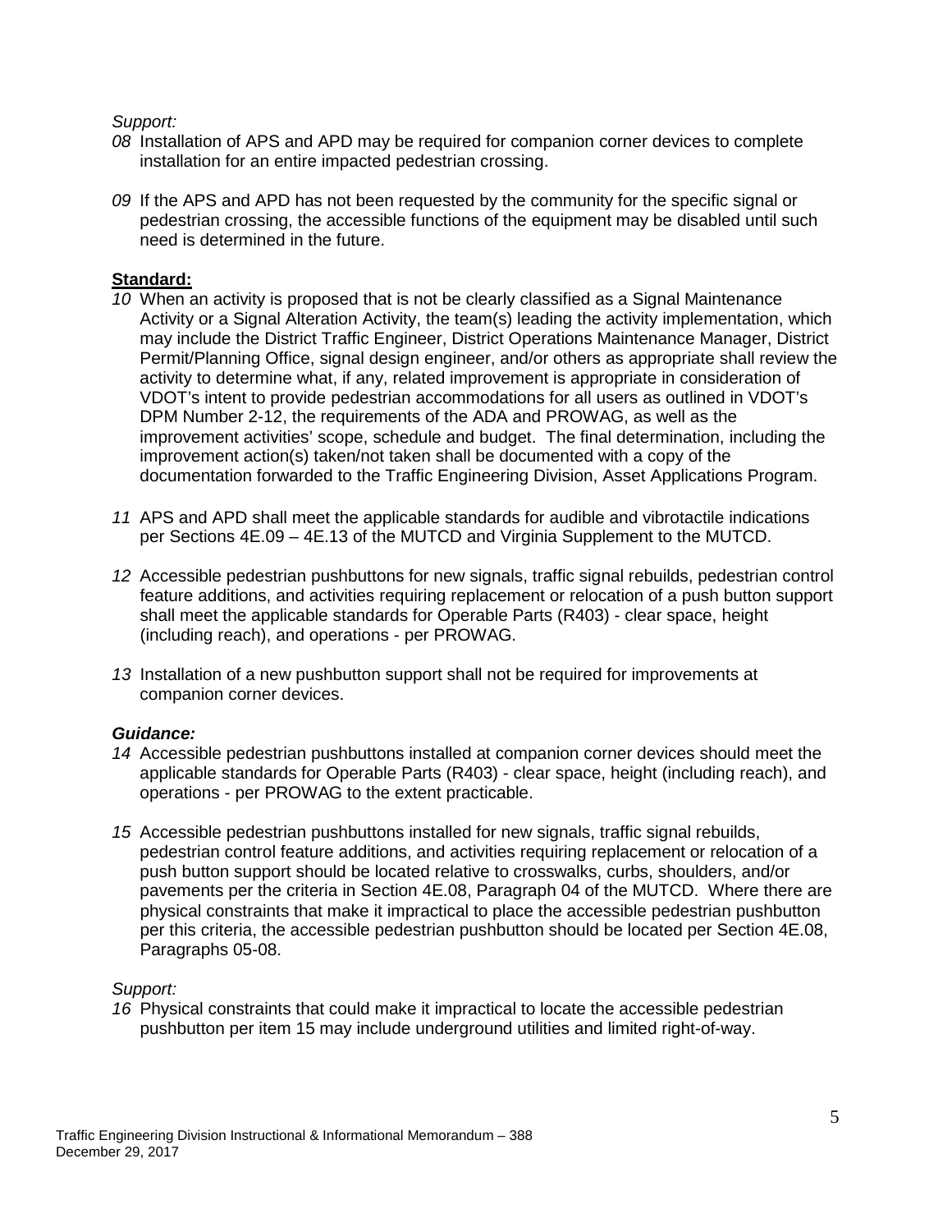*Support:*

*08* Installation of APS and APD may be required for companion corner devices to complete installation for an entire impacted pedestrian crossing.

*09* If the APS and APD has not been requested by the community for the specific signal or pedestrian crossing, the accessible functions of the equipment may be disabled until such need is determined in the future.

**Standard:**

*10* When an activity is proposed that is not be clearly classified as a Signal Maintenance Activity or a Signal Alteration Activity, the team(s) leading the activity implementation, which may include the District Traffic Engineer, District Operations Maintenance Manager, District Permit/Planning Office, signal design engineer, and/or others as appropriate shall review the activity to determine what, if any, related improvement is appropriate in consideration of VDOT's intent to provide pedestrian accommodations for all users as outlined in VDOT's DPM Number 2-12, the requirements of the ADA and PROWAG, as well as the improvement activities' scope, schedule and budget. The final determination, including the improvement action(s) taken/not taken shall be documented with a copy of the documentation forwarded to the Traffic Engineering Division, Asset Applications Program.

*11* APS and APD shall meet the applicable standards for audible and vibrotactile indications per Sections 4E.09 – 4E.13 of the MUTCD and Virginia Supplement to the MUTCD.

*12* Accessible pedestrian pushbuttons for new signals, traffic signal rebuilds, pedestrian control feature additions, and activities requiring replacement or relocation of a push button support shall meet the applicable standards for Operable Parts (R403) - clear space, height (including reach), and operations - per PROWAG.

*13* Installation of a new pushbutton support shall not be required for improvements at companion corner devices.

***Guidance:***

*14* Accessible pedestrian pushbuttons installed at companion corner devices should meet the applicable standards for Operable Parts (R403) - clear space, height (including reach), and operations - per PROWAG to the extent practicable.

*15* Accessible pedestrian pushbuttons installed for new signals, traffic signal rebuilds, pedestrian control feature additions, and activities requiring replacement or relocation of a push button support should be located relative to crosswalks, curbs, shoulders, and/or pavements per the criteria in Section 4E.08, Paragraph 04 of the MUTCD. Where there are physical constraints that make it impractical to place the accessible pedestrian pushbutton per this criteria, the accessible pedestrian pushbutton should be located per Section 4E.08, Paragraphs 05-08.

*Support:*

*16* Physical constraints that could make it impractical to locate the accessible pedestrian pushbutton per item 15 may include underground utilities and limited right-of-way.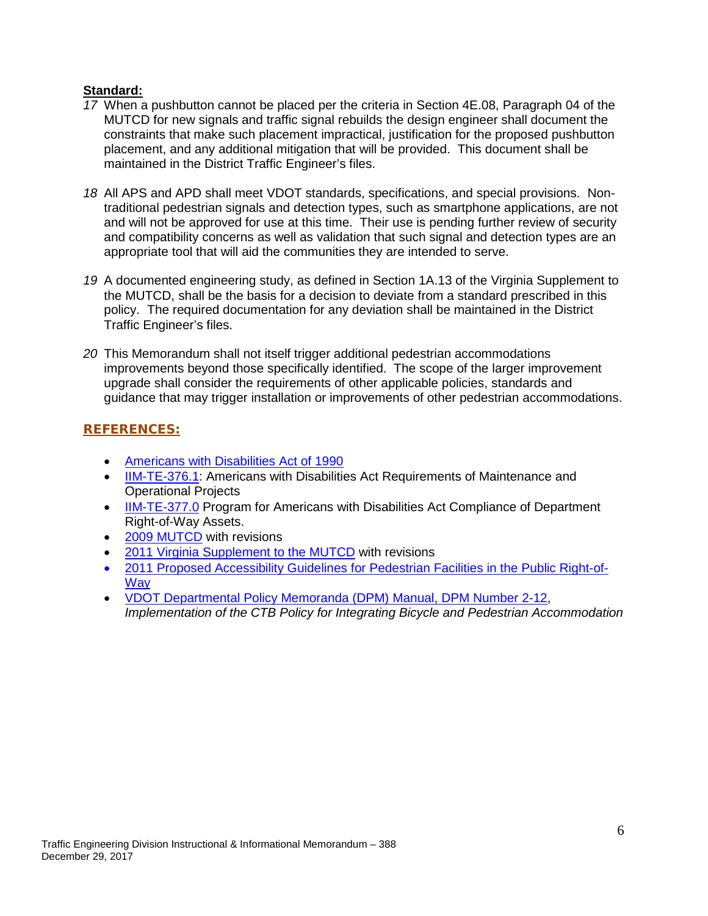**Standard:**

*17* When a pushbutton cannot be placed per the criteria in Section 4E.08, Paragraph 04 of the MUTCD for new signals and traffic signal rebuilds the design engineer shall document the constraints that make such placement impractical, justification for the proposed pushbutton placement, and any additional mitigation that will be provided. This document shall be maintained in the District Traffic Engineer's files.

*18* All APS and APD shall meet VDOT standards, specifications, and special provisions. Non-traditional pedestrian signals and detection types, such as smartphone applications, are not and will not be approved for use at this time. Their use is pending further review of security and compatibility concerns as well as validation that such signal and detection types are an appropriate tool that will aid the communities they are intended to serve.

*19* A documented engineering study, as defined in Section 1A.13 of the Virginia Supplement to the MUTCD, shall be the basis for a decision to deviate from a standard prescribed in this policy. The required documentation for any deviation shall be maintained in the District Traffic Engineer's files.

*20* This Memorandum shall not itself trigger additional pedestrian accommodations improvements beyond those specifically identified. The scope of the larger improvement upgrade shall consider the requirements of other applicable policies, standards and guidance that may trigger installation or improvements of other pedestrian accommodations.

## REFERENCES:

- Americans with Disabilities Act of 1990
- IIM-TE-376.1: Americans with Disabilities Act Requirements of Maintenance and Operational Projects
- IIM-TE-377.0 Program for Americans with Disabilities Act Compliance of Department Right-of-Way Assets.
- 2009 MUTCD with revisions
- 2011 Virginia Supplement to the MUTCD with revisions
- 2011 Proposed Accessibility Guidelines for Pedestrian Facilities in the Public Right-of-Way
- VDOT Departmental Policy Memoranda (DPM) Manual, DPM Number 2-12, *Implementation of the CTB Policy for Integrating Bicycle and Pedestrian Accommodation*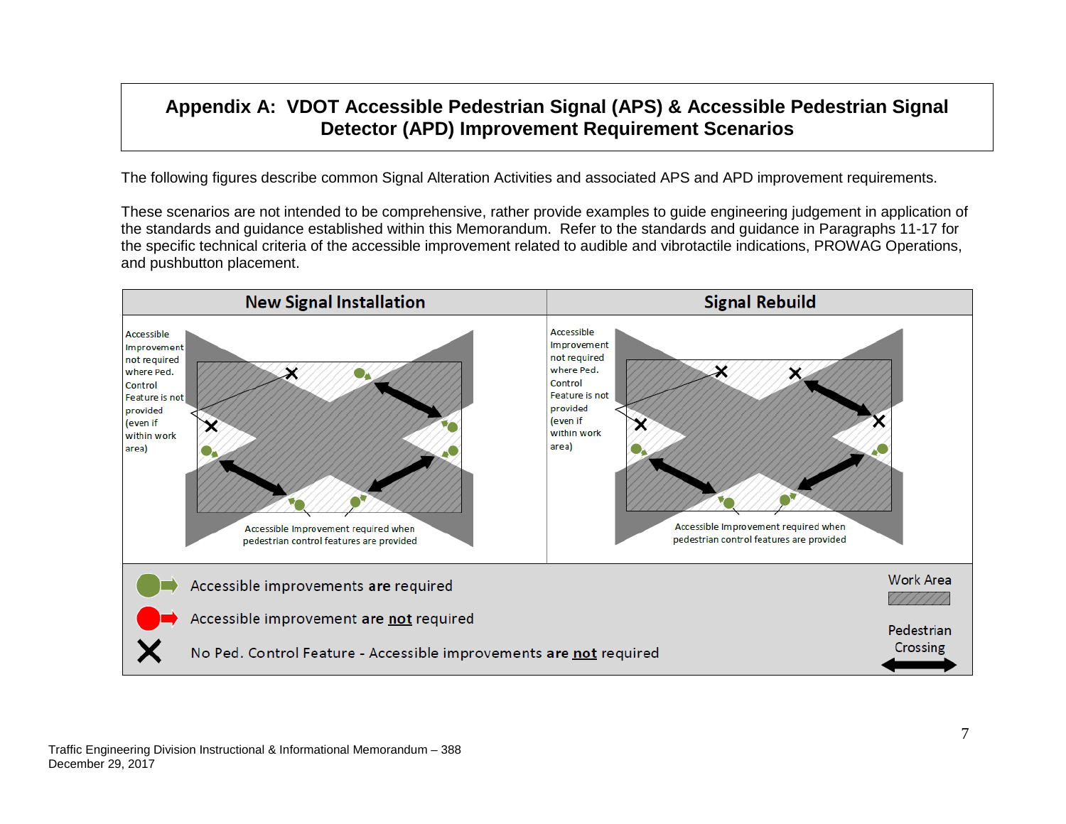# Appendix A: VDOT Accessible Pedestrian Signal (APS) & Accessible Pedestrian Signal Detector (APD) Improvement Requirement Scenarios

The following figures describe common Signal Alteration Activities and associated APS and APD improvement requirements.

These scenarios are not intended to be comprehensive, rather provide examples to guide engineering judgement in application of the standards and guidance established within this Memorandum. Refer to the standards and guidance in Paragraphs 11-17 for the specific technical criteria of the accessible improvement related to audible and vibrotactile indications, PROWAG Operations, and pushbutton placement.

| New Signal Installation | Signal Rebuild |
|---|---|
| Accessible Improvement not required where Ped. Control Feature is not provided (even if within work area)<br><br>Accessible Improvement required when pedestrian control features are provided | Accessible Improvement not required where Ped. Control Feature is not provided (even if within work area)<br><br>Accessible Improvement required when pedestrian control features are provided |

Legend:

- Green circle with arrow: Accessible improvements **are** required
- Red circle with arrow: Accessible improvement **are** **not** required
- X: No Ped. Control Feature - Accessible improvements **are** **not** required
- Work Area (hatched)
- Pedestrian Crossing (double-headed arrow)

Traffic Engineering Division Instructional & Informational Memorandum – 388
December 29, 2017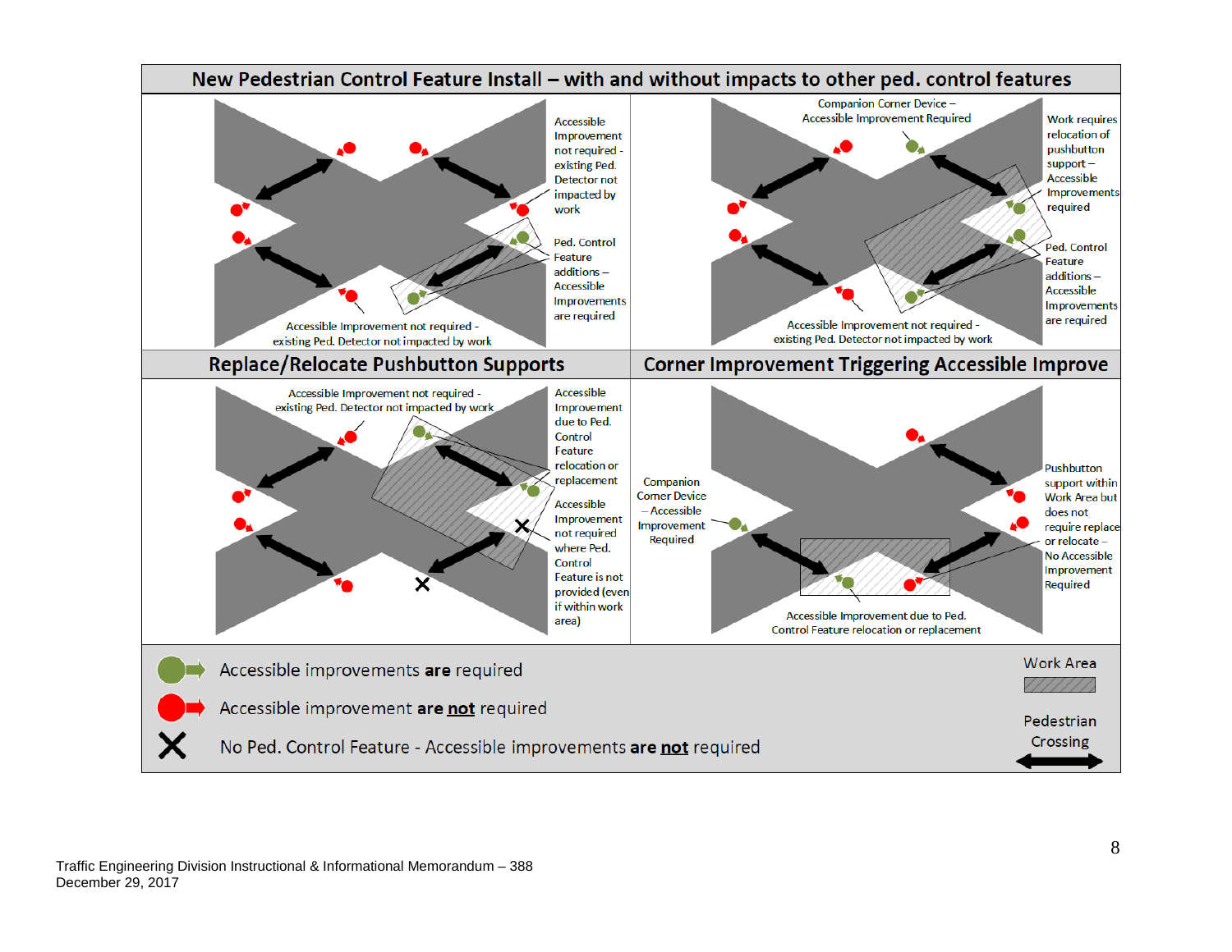## New Pedestrian Control Feature Install – with and without impacts to other ped. control features

Accessible Improvement not required - existing Ped. Detector not impacted by work

Ped. Control Feature additions – Accessible Improvements are required

Accessible Improvement not required - existing Ped. Detector not impacted by work

Companion Corner Device – Accessible Improvement Required

Work requires relocation of pushbutton support – Accessible Improvements required

Ped. Control Feature additions – Accessible Improvements are required

Accessible Improvement not required - existing Ped. Detector not impacted by work

## Replace/Relocate Pushbutton Supports

Accessible Improvement not required - existing Ped. Detector not impacted by work

Accessible Improvement due to Ped. Control Feature relocation or replacement

Accessible Improvement not required where Ped. Control Feature is not provided (even if within work area)

## Corner Improvement Triggering Accessible Improve

Companion Corner Device – Accessible Improvement Required

Pushbutton support within Work Area but does not require replace or relocate – No Accessible Improvement Required

Accessible Improvement due to Ped. Control Feature relocation or replacement

Accessible improvements **are** required

Accessible improvement **are** **not** required

No Ped. Control Feature - Accessible improvements **are** **not** required

Work Area

Pedestrian Crossing

Traffic Engineering Division Instructional & Informational Memorandum – 388
December 29, 2017